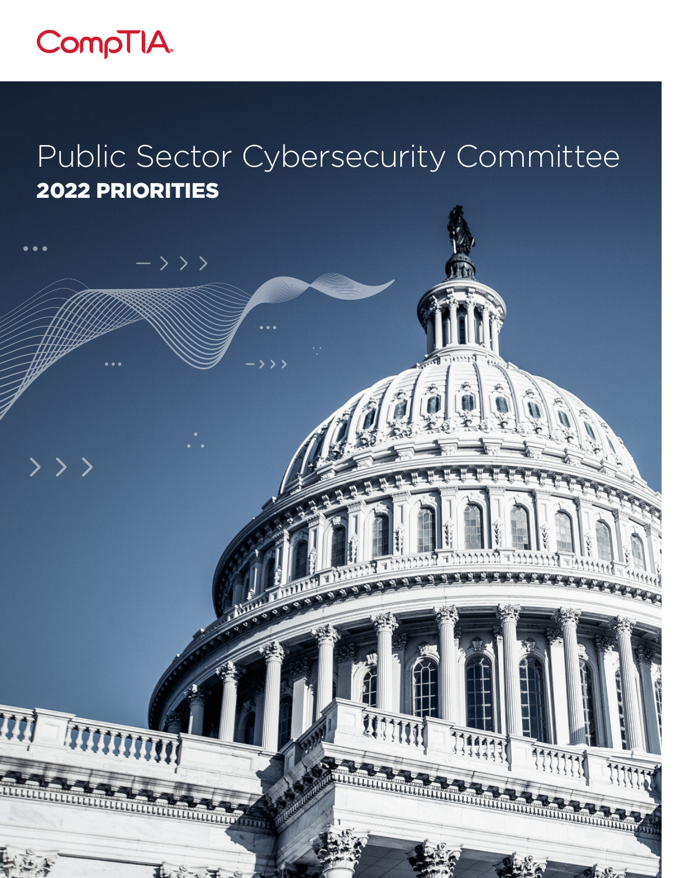CompTIA.

# Public Sector Cybersecurity Committee

## 2022 PRIORITIES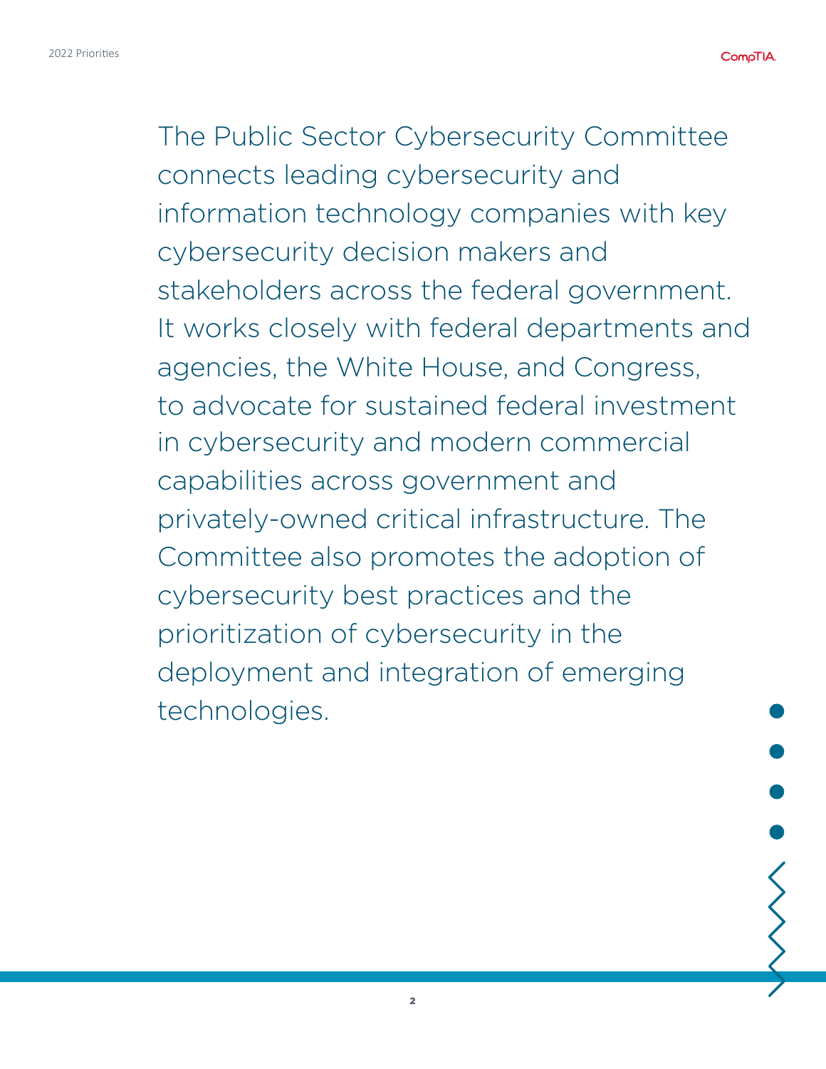The Public Sector Cybersecurity Committee connects leading cybersecurity and information technology companies with key cybersecurity decision makers and stakeholders across the federal government. It works closely with federal departments and agencies, the White House, and Congress, to advocate for sustained federal investment in cybersecurity and modern commercial capabilities across government and privately-owned critical infrastructure. The Committee also promotes the adoption of cybersecurity best practices and the prioritization of cybersecurity in the deployment and integration of emerging technologies.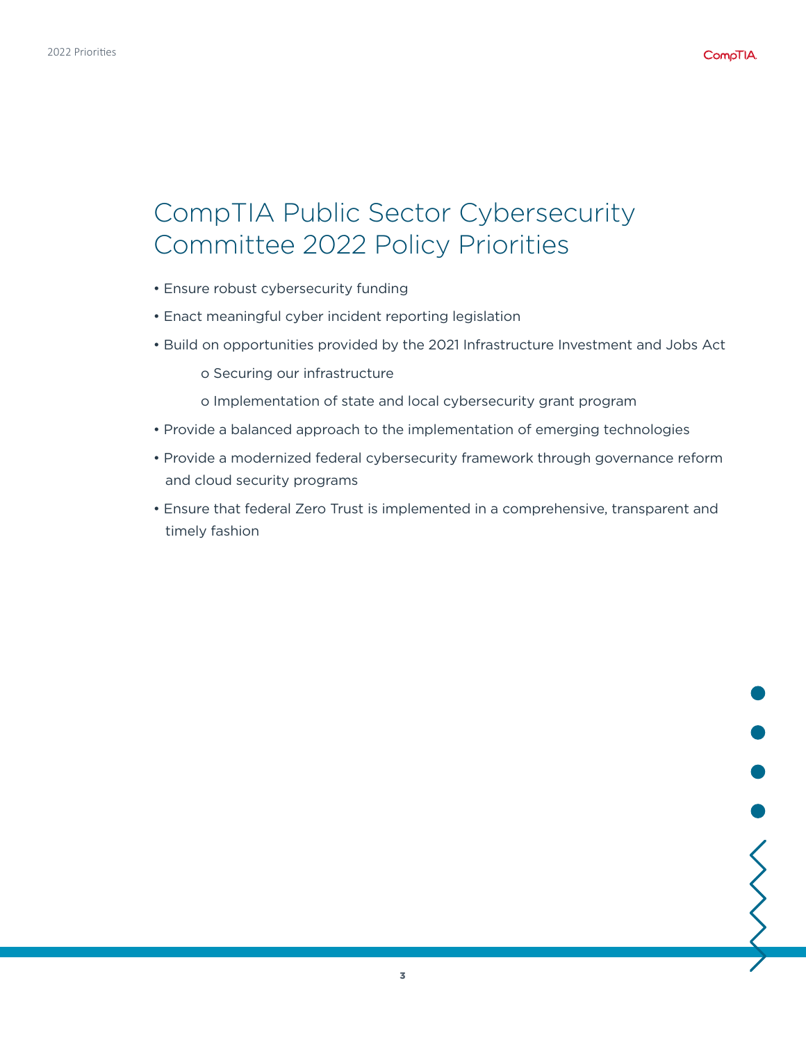# CompTIA Public Sector Cybersecurity Committee 2022 Policy Priorities

- Ensure robust cybersecurity funding
- Enact meaningful cyber incident reporting legislation
- Build on opportunities provided by the 2021 Infrastructure Investment and Jobs Act
    - Securing our infrastructure
    - Implementation of state and local cybersecurity grant program
- Provide a balanced approach to the implementation of emerging technologies
- Provide a modernized federal cybersecurity framework through governance reform and cloud security programs
- Ensure that federal Zero Trust is implemented in a comprehensive, transparent and timely fashion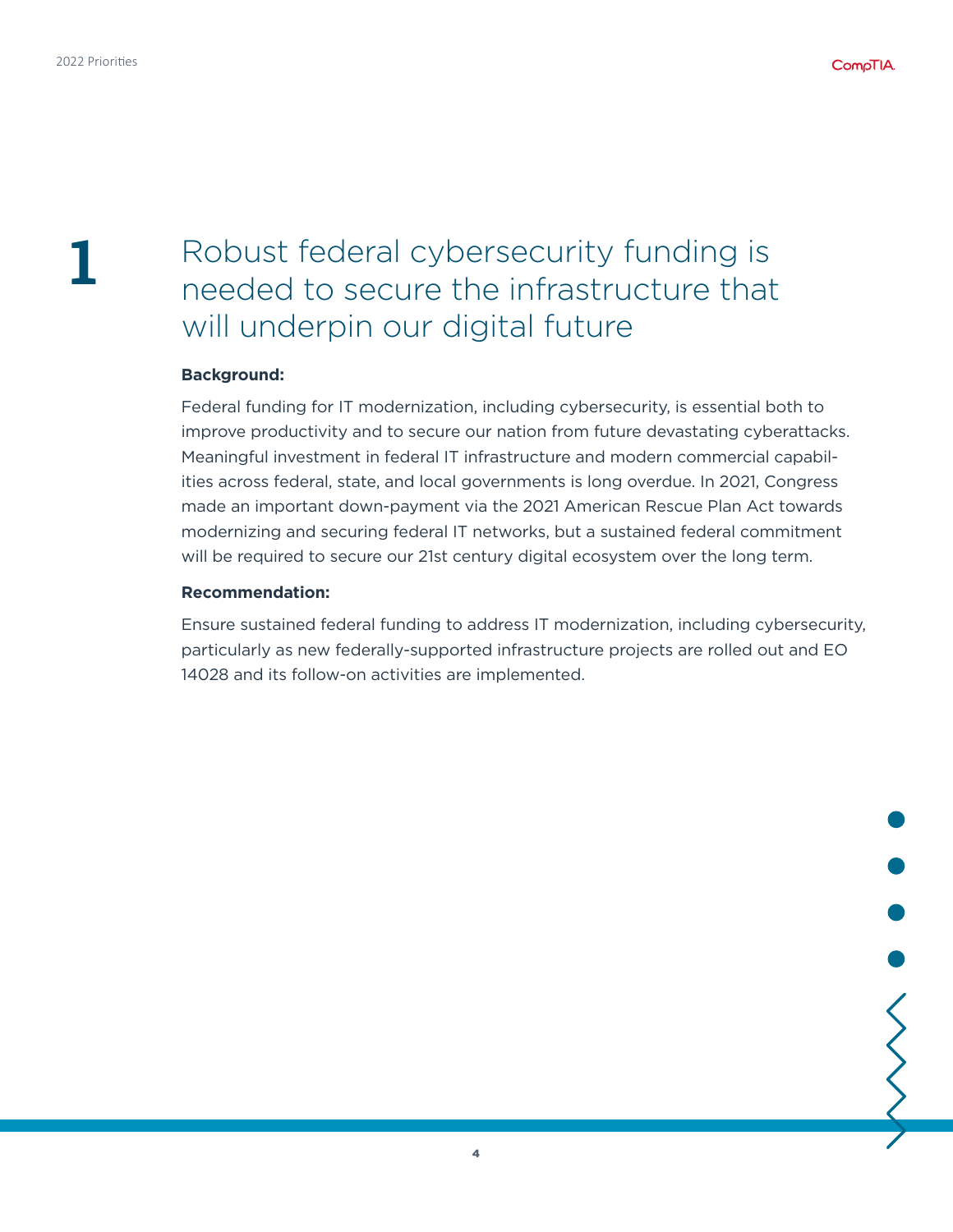# 1 Robust federal cybersecurity funding is needed to secure the infrastructure that will underpin our digital future

**Background:**

Federal funding for IT modernization, including cybersecurity, is essential both to improve productivity and to secure our nation from future devastating cyberattacks. Meaningful investment in federal IT infrastructure and modern commercial capabilities across federal, state, and local governments is long overdue. In 2021, Congress made an important down-payment via the 2021 American Rescue Plan Act towards modernizing and securing federal IT networks, but a sustained federal commitment will be required to secure our 21st century digital ecosystem over the long term.

**Recommendation:**

Ensure sustained federal funding to address IT modernization, including cybersecurity, particularly as new federally-supported infrastructure projects are rolled out and EO 14028 and its follow-on activities are implemented.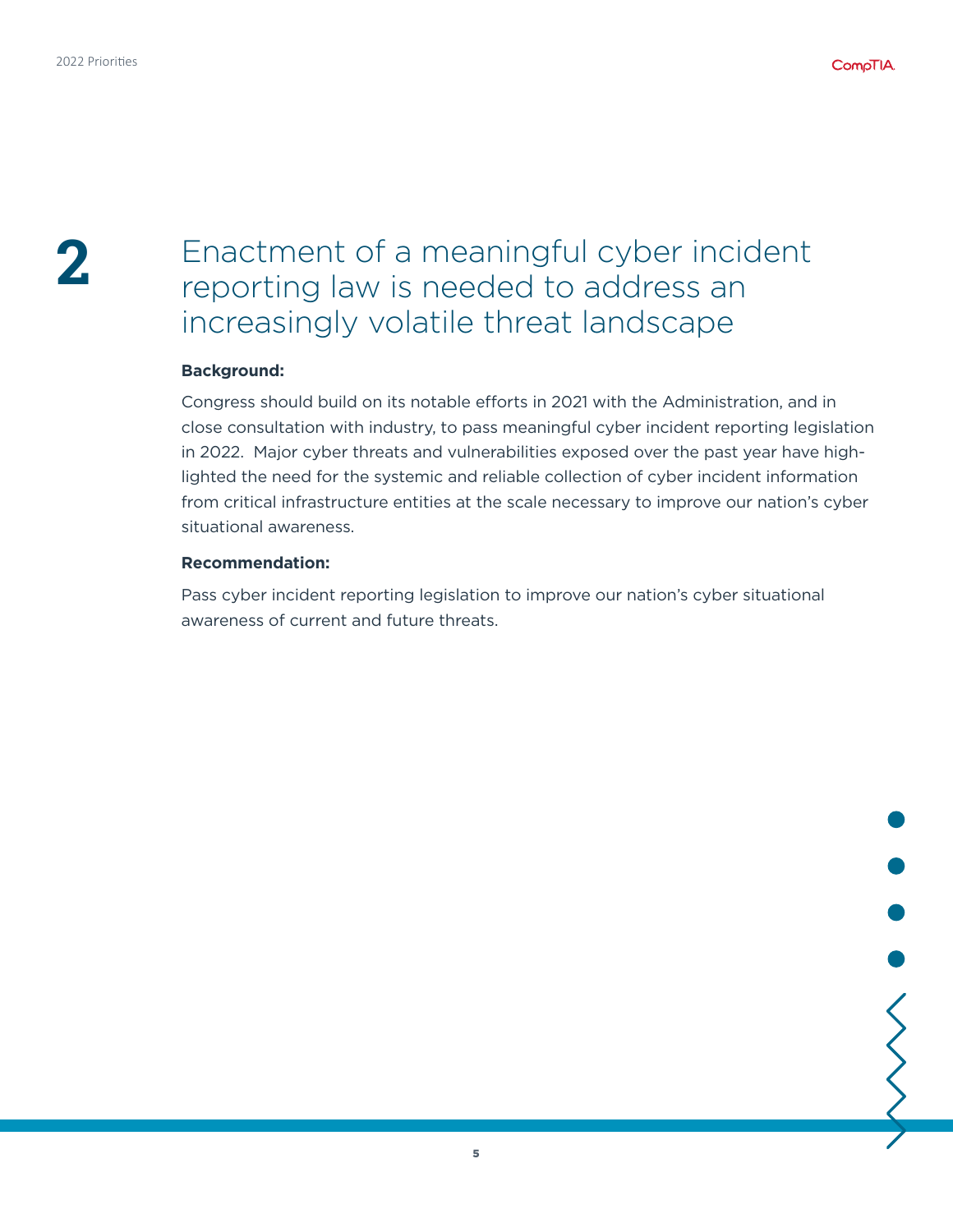# 2 Enactment of a meaningful cyber incident reporting law is needed to address an increasingly volatile threat landscape

**Background:**

Congress should build on its notable efforts in 2021 with the Administration, and in close consultation with industry, to pass meaningful cyber incident reporting legislation in 2022. Major cyber threats and vulnerabilities exposed over the past year have highlighted the need for the systemic and reliable collection of cyber incident information from critical infrastructure entities at the scale necessary to improve our nation's cyber situational awareness.

**Recommendation:**

Pass cyber incident reporting legislation to improve our nation's cyber situational awareness of current and future threats.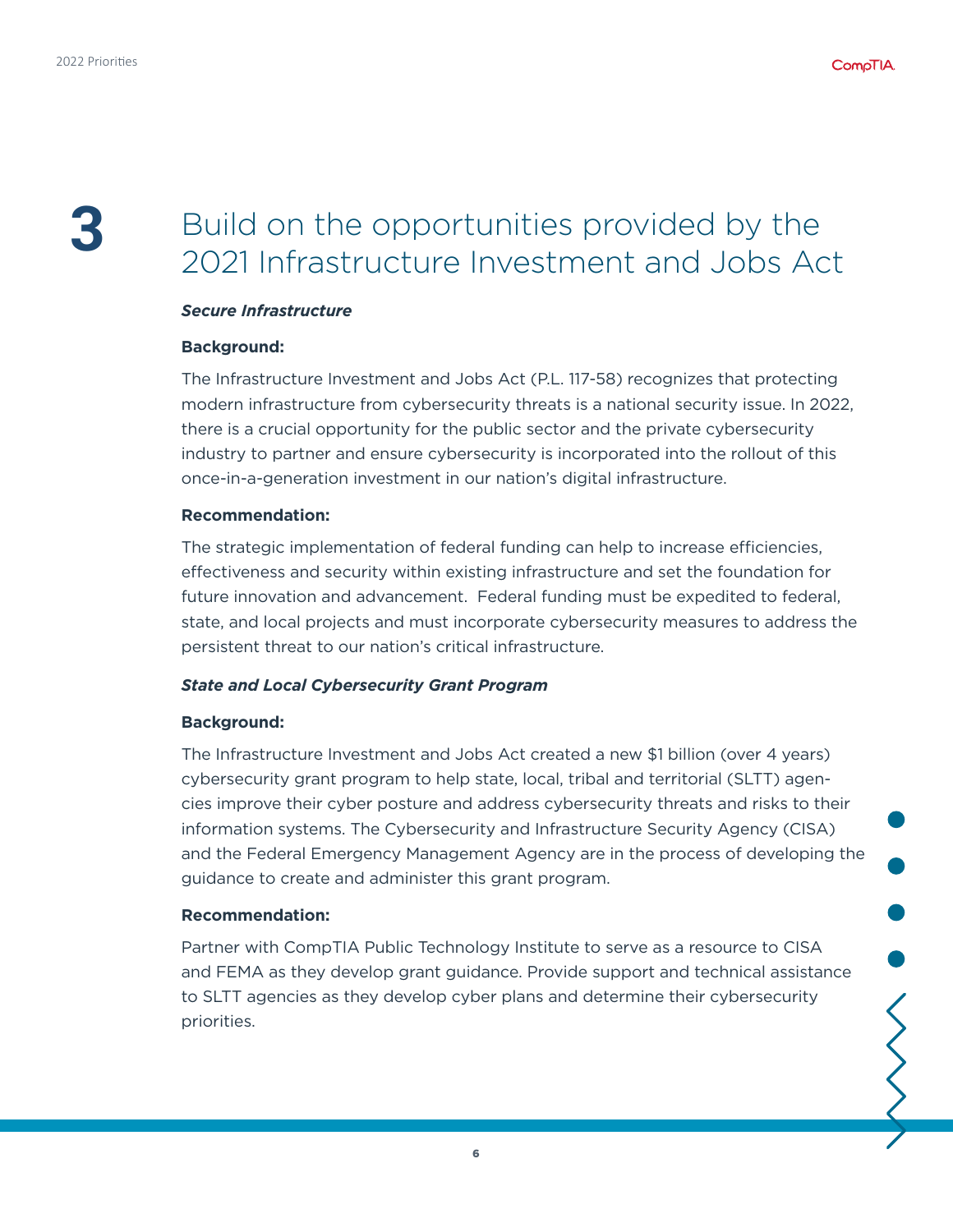# 3 Build on the opportunities provided by the 2021 Infrastructure Investment and Jobs Act

***Secure Infrastructure***

**Background:**

The Infrastructure Investment and Jobs Act (P.L. 117-58) recognizes that protecting modern infrastructure from cybersecurity threats is a national security issue. In 2022, there is a crucial opportunity for the public sector and the private cybersecurity industry to partner and ensure cybersecurity is incorporated into the rollout of this once-in-a-generation investment in our nation's digital infrastructure.

**Recommendation:**

The strategic implementation of federal funding can help to increase efficiencies, effectiveness and security within existing infrastructure and set the foundation for future innovation and advancement. Federal funding must be expedited to federal, state, and local projects and must incorporate cybersecurity measures to address the persistent threat to our nation's critical infrastructure.

***State and Local Cybersecurity Grant Program***

**Background:**

The Infrastructure Investment and Jobs Act created a new $1 billion (over 4 years) cybersecurity grant program to help state, local, tribal and territorial (SLTT) agencies improve their cyber posture and address cybersecurity threats and risks to their information systems. The Cybersecurity and Infrastructure Security Agency (CISA) and the Federal Emergency Management Agency are in the process of developing the guidance to create and administer this grant program.

**Recommendation:**

Partner with CompTIA Public Technology Institute to serve as a resource to CISA and FEMA as they develop grant guidance. Provide support and technical assistance to SLTT agencies as they develop cyber plans and determine their cybersecurity priorities.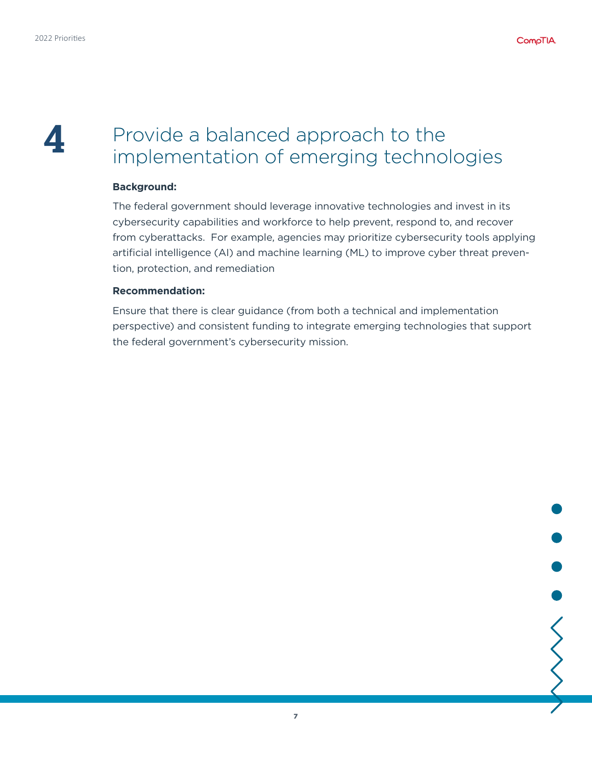# 4 Provide a balanced approach to the implementation of emerging technologies

**Background:**

The federal government should leverage innovative technologies and invest in its cybersecurity capabilities and workforce to help prevent, respond to, and recover from cyberattacks. For example, agencies may prioritize cybersecurity tools applying artificial intelligence (AI) and machine learning (ML) to improve cyber threat prevention, protection, and remediation

**Recommendation:**

Ensure that there is clear guidance (from both a technical and implementation perspective) and consistent funding to integrate emerging technologies that support the federal government's cybersecurity mission.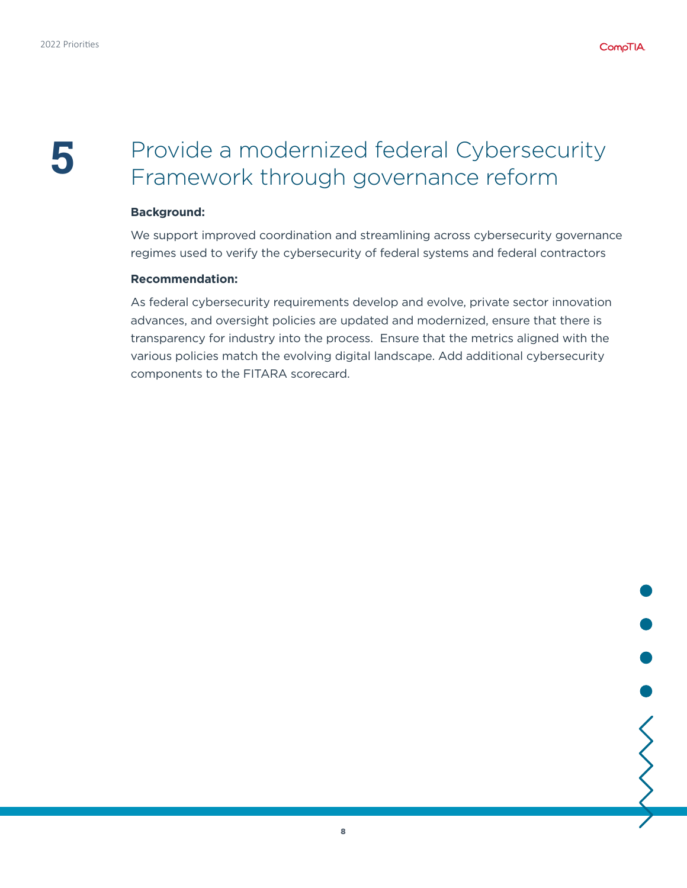# 5 Provide a modernized federal Cybersecurity Framework through governance reform

**Background:**

We support improved coordination and streamlining across cybersecurity governance regimes used to verify the cybersecurity of federal systems and federal contractors

**Recommendation:**

As federal cybersecurity requirements develop and evolve, private sector innovation advances, and oversight policies are updated and modernized, ensure that there is transparency for industry into the process. Ensure that the metrics aligned with the various policies match the evolving digital landscape. Add additional cybersecurity components to the FITARA scorecard.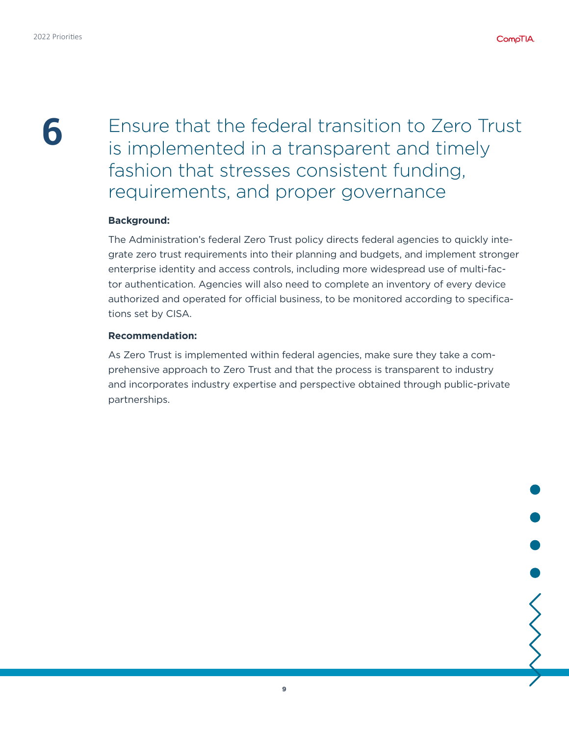## 6 Ensure that the federal transition to Zero Trust is implemented in a transparent and timely fashion that stresses consistent funding, requirements, and proper governance

**Background:**

The Administration's federal Zero Trust policy directs federal agencies to quickly integrate zero trust requirements into their planning and budgets, and implement stronger enterprise identity and access controls, including more widespread use of multi-factor authentication. Agencies will also need to complete an inventory of every device authorized and operated for official business, to be monitored according to specifications set by CISA.

**Recommendation:**

As Zero Trust is implemented within federal agencies, make sure they take a comprehensive approach to Zero Trust and that the process is transparent to industry and incorporates industry expertise and perspective obtained through public-private partnerships.